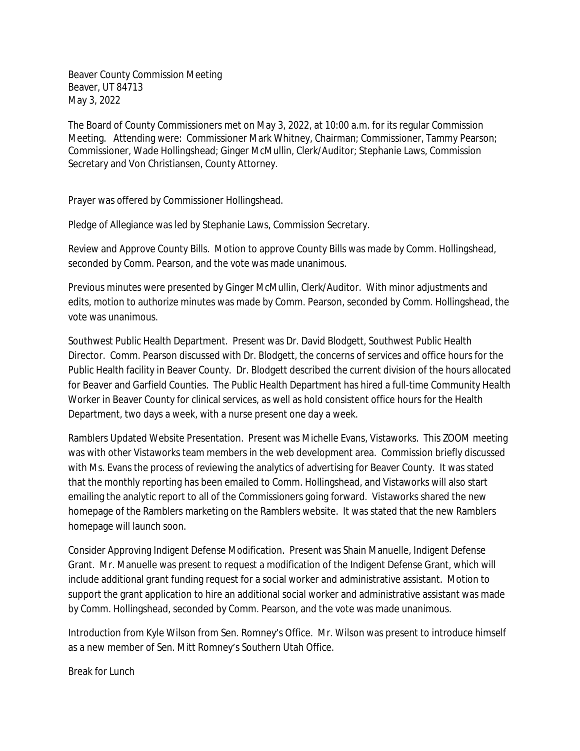Beaver County Commission Meeting
Beaver, UT 84713
May 3, 2022

The Board of County Commissioners met on May 3, 2022, at 10:00 a.m. for its regular Commission Meeting. Attending were: Commissioner Mark Whitney, Chairman; Commissioner, Tammy Pearson; Commissioner, Wade Hollingshead; Ginger McMullin, Clerk/Auditor; Stephanie Laws, Commission Secretary and Von Christiansen, County Attorney.

Prayer was offered by Commissioner Hollingshead.

Pledge of Allegiance was led by Stephanie Laws, Commission Secretary.

Review and Approve County Bills. Motion to approve County Bills was made by Comm. Hollingshead, seconded by Comm. Pearson, and the vote was made unanimous.

Previous minutes were presented by Ginger McMullin, Clerk/Auditor. With minor adjustments and edits, motion to authorize minutes was made by Comm. Pearson, seconded by Comm. Hollingshead, the vote was unanimous.

Southwest Public Health Department. Present was Dr. David Blodgett, Southwest Public Health Director. Comm. Pearson discussed with Dr. Blodgett, the concerns of services and office hours for the Public Health facility in Beaver County. Dr. Blodgett described the current division of the hours allocated for Beaver and Garfield Counties. The Public Health Department has hired a full-time Community Health Worker in Beaver County for clinical services, as well as hold consistent office hours for the Health Department, two days a week, with a nurse present one day a week.

Ramblers Updated Website Presentation. Present was Michelle Evans, Vistaworks. This ZOOM meeting was with other Vistaworks team members in the web development area. Commission briefly discussed with Ms. Evans the process of reviewing the analytics of advertising for Beaver County. It was stated that the monthly reporting has been emailed to Comm. Hollingshead, and Vistaworks will also start emailing the analytic report to all of the Commissioners going forward. Vistaworks shared the new homepage of the Ramblers marketing on the Ramblers website. It was stated that the new Ramblers homepage will launch soon.

Consider Approving Indigent Defense Modification. Present was Shain Manuelle, Indigent Defense Grant. Mr. Manuelle was present to request a modification of the Indigent Defense Grant, which will include additional grant funding request for a social worker and administrative assistant. Motion to support the grant application to hire an additional social worker and administrative assistant was made by Comm. Hollingshead, seconded by Comm. Pearson, and the vote was made unanimous.

Introduction from Kyle Wilson from Sen. Romney's Office. Mr. Wilson was present to introduce himself as a new member of Sen. Mitt Romney's Southern Utah Office.

Break for Lunch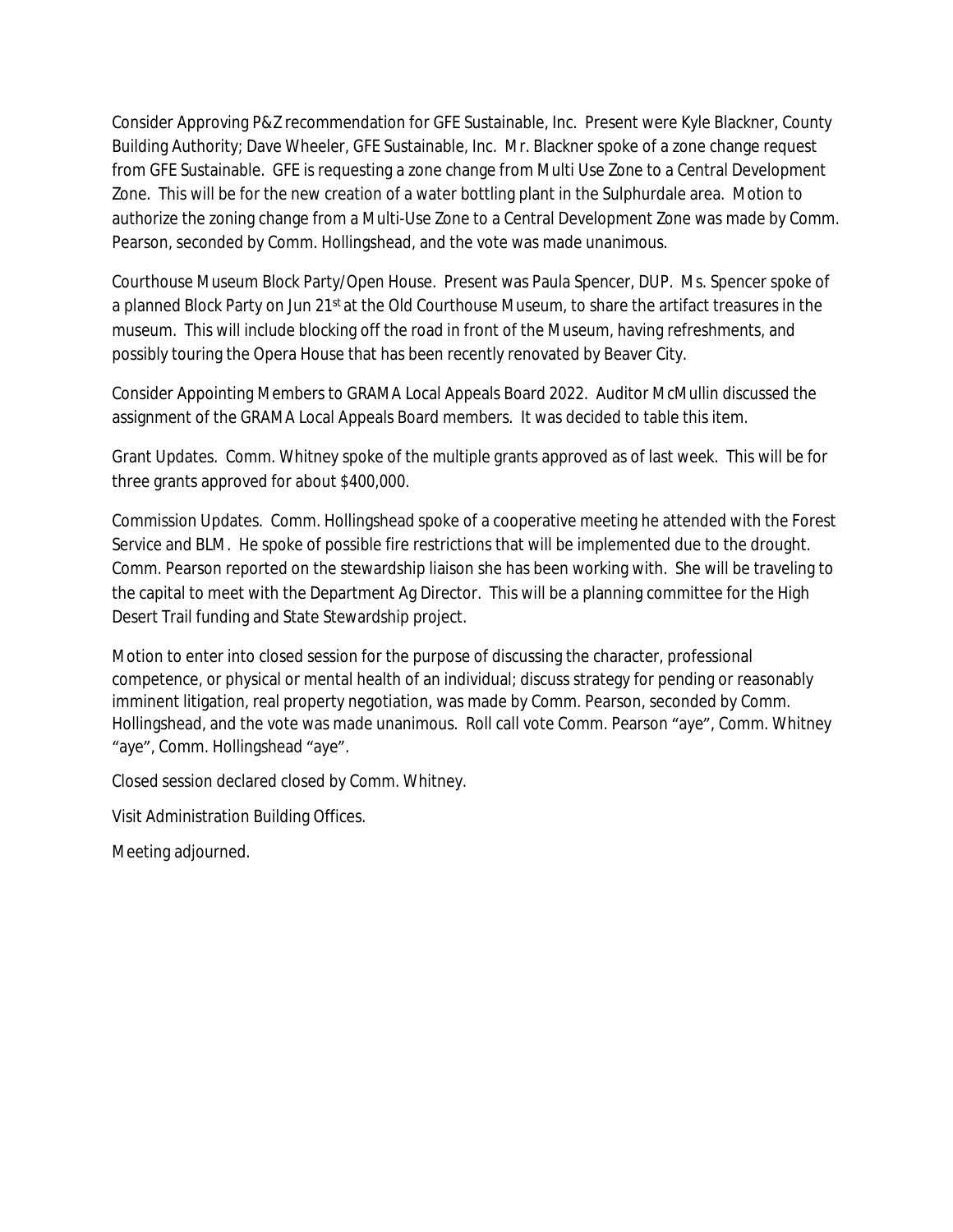Consider Approving P&Z recommendation for GFE Sustainable, Inc. Present were Kyle Blackner, County Building Authority; Dave Wheeler, GFE Sustainable, Inc. Mr. Blackner spoke of a zone change request from GFE Sustainable. GFE is requesting a zone change from Multi Use Zone to a Central Development Zone. This will be for the new creation of a water bottling plant in the Sulphurdale area. Motion to authorize the zoning change from a Multi-Use Zone to a Central Development Zone was made by Comm. Pearson, seconded by Comm. Hollingshead, and the vote was made unanimous.

Courthouse Museum Block Party/Open House. Present was Paula Spencer, DUP. Ms. Spencer spoke of a planned Block Party on Jun 21st at the Old Courthouse Museum, to share the artifact treasures in the museum. This will include blocking off the road in front of the Museum, having refreshments, and possibly touring the Opera House that has been recently renovated by Beaver City.

Consider Appointing Members to GRAMA Local Appeals Board 2022. Auditor McMullin discussed the assignment of the GRAMA Local Appeals Board members. It was decided to table this item.

Grant Updates. Comm. Whitney spoke of the multiple grants approved as of last week. This will be for three grants approved for about $400,000.

Commission Updates. Comm. Hollingshead spoke of a cooperative meeting he attended with the Forest Service and BLM. He spoke of possible fire restrictions that will be implemented due to the drought. Comm. Pearson reported on the stewardship liaison she has been working with. She will be traveling to the capital to meet with the Department Ag Director. This will be a planning committee for the High Desert Trail funding and State Stewardship project.

Motion to enter into closed session for the purpose of discussing the character, professional competence, or physical or mental health of an individual; discuss strategy for pending or reasonably imminent litigation, real property negotiation, was made by Comm. Pearson, seconded by Comm. Hollingshead, and the vote was made unanimous. Roll call vote Comm. Pearson "aye", Comm. Whitney "aye", Comm. Hollingshead "aye".

Closed session declared closed by Comm. Whitney.

Visit Administration Building Offices.

Meeting adjourned.